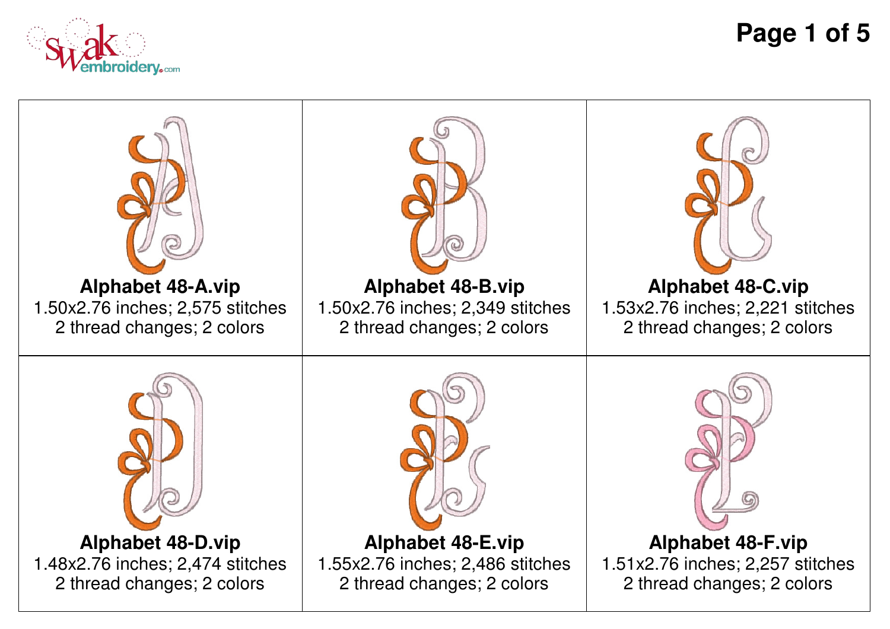| | | |
|---|---|---|
| **Alphabet 48-A.vip**<br>1.50x2.76 inches; 2,575 stitches<br>2 thread changes; 2 colors | **Alphabet 48-B.vip**<br>1.50x2.76 inches; 2,349 stitches<br>2 thread changes; 2 colors | **Alphabet 48-C.vip**<br>1.53x2.76 inches; 2,221 stitches<br>2 thread changes; 2 colors |
| **Alphabet 48-D.vip**<br>1.48x2.76 inches; 2,474 stitches<br>2 thread changes; 2 colors | **Alphabet 48-E.vip**<br>1.55x2.76 inches; 2,486 stitches<br>2 thread changes; 2 colors | **Alphabet 48-F.vip**<br>1.51x2.76 inches; 2,257 stitches<br>2 thread changes; 2 colors |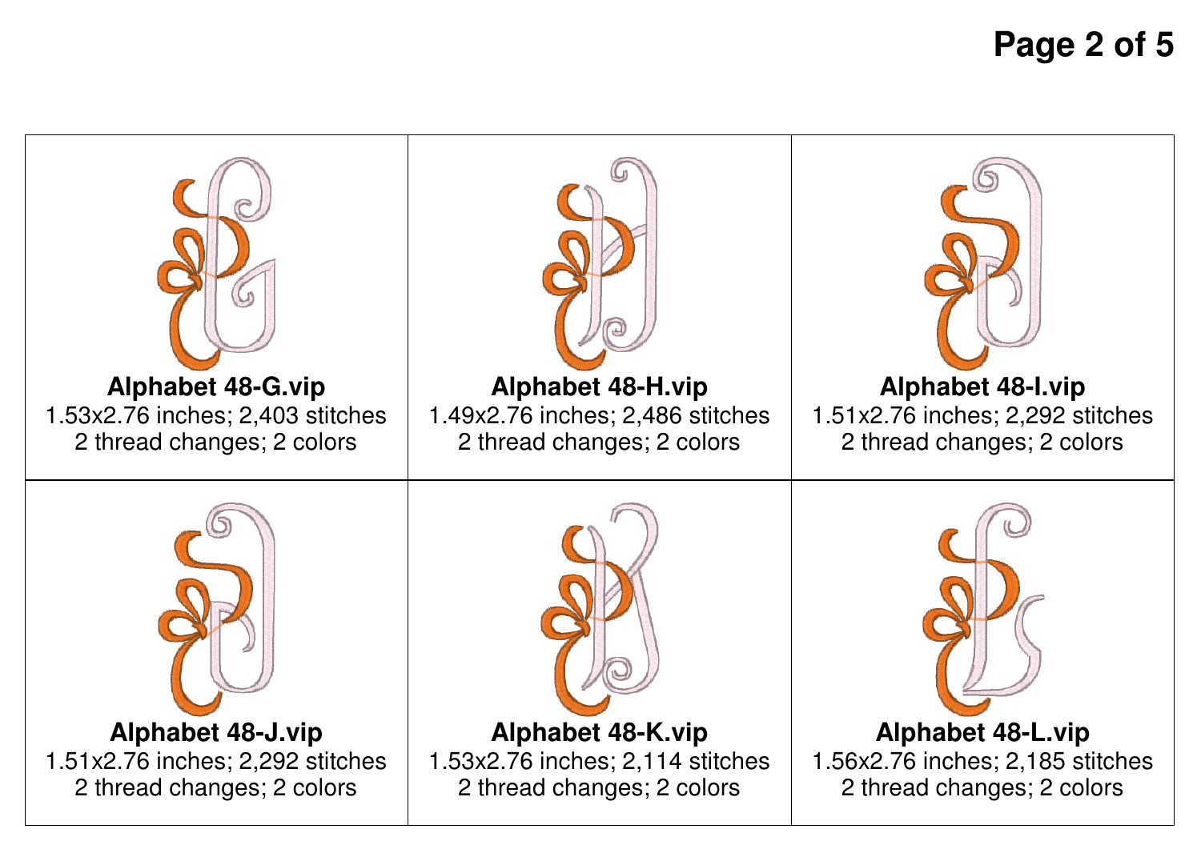| | | |
|---|---|---|
| **Alphabet 48-G.vip**<br>1.53x2.76 inches; 2,403 stitches<br>2 thread changes; 2 colors | **Alphabet 48-H.vip**<br>1.49x2.76 inches; 2,486 stitches<br>2 thread changes; 2 colors | **Alphabet 48-I.vip**<br>1.51x2.76 inches; 2,292 stitches<br>2 thread changes; 2 colors |
| **Alphabet 48-J.vip**<br>1.51x2.76 inches; 2,292 stitches<br>2 thread changes; 2 colors | **Alphabet 48-K.vip**<br>1.53x2.76 inches; 2,114 stitches<br>2 thread changes; 2 colors | **Alphabet 48-L.vip**<br>1.56x2.76 inches; 2,185 stitches<br>2 thread changes; 2 colors |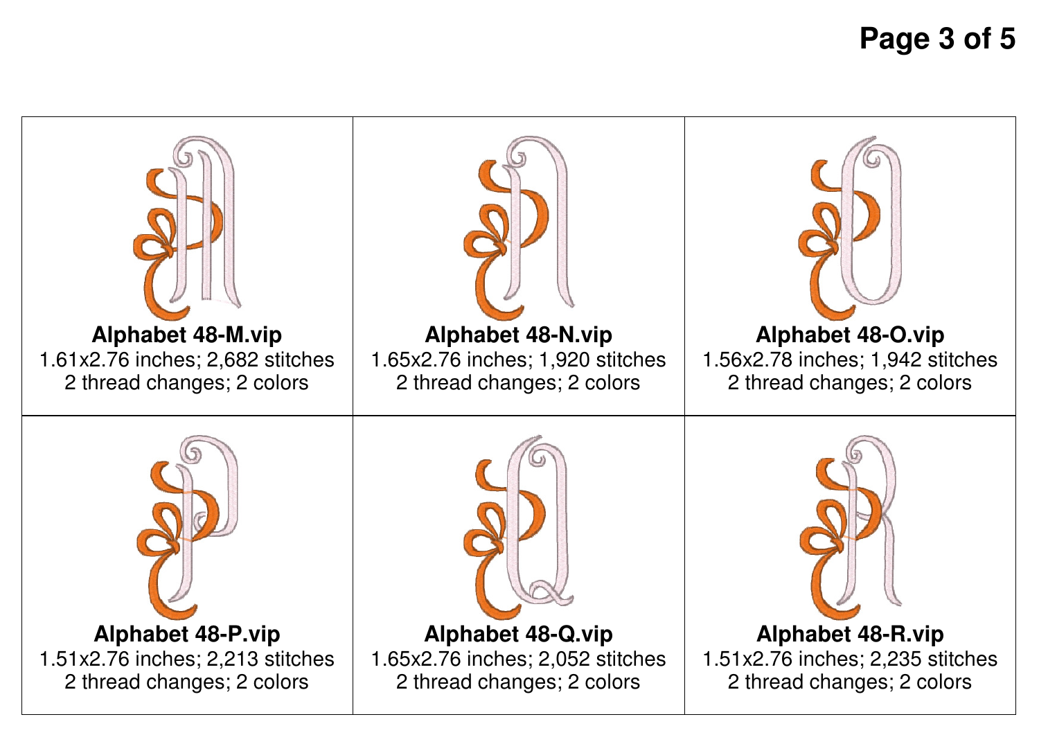| | | |
|---|---|---|
| **Alphabet 48-M.vip**<br>1.61x2.76 inches; 2,682 stitches<br>2 thread changes; 2 colors | **Alphabet 48-N.vip**<br>1.65x2.76 inches; 1,920 stitches<br>2 thread changes; 2 colors | **Alphabet 48-O.vip**<br>1.56x2.78 inches; 1,942 stitches<br>2 thread changes; 2 colors |
| **Alphabet 48-P.vip**<br>1.51x2.76 inches; 2,213 stitches<br>2 thread changes; 2 colors | **Alphabet 48-Q.vip**<br>1.65x2.76 inches; 2,052 stitches<br>2 thread changes; 2 colors | **Alphabet 48-R.vip**<br>1.51x2.76 inches; 2,235 stitches<br>2 thread changes; 2 colors |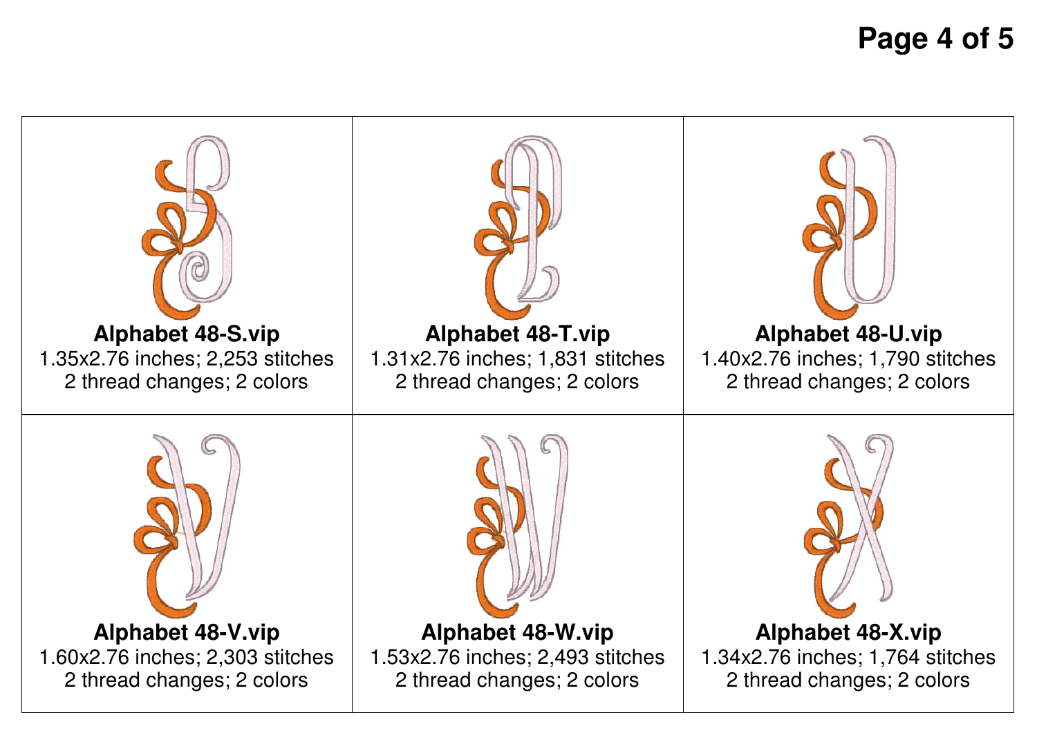| | | |
|---|---|---|
| **Alphabet 48-S.vip**<br>1.35x2.76 inches; 2,253 stitches<br>2 thread changes; 2 colors | **Alphabet 48-T.vip**<br>1.31x2.76 inches; 1,831 stitches<br>2 thread changes; 2 colors | **Alphabet 48-U.vip**<br>1.40x2.76 inches; 1,790 stitches<br>2 thread changes; 2 colors |
| **Alphabet 48-V.vip**<br>1.60x2.76 inches; 2,303 stitches<br>2 thread changes; 2 colors | **Alphabet 48-W.vip**<br>1.53x2.76 inches; 2,493 stitches<br>2 thread changes; 2 colors | **Alphabet 48-X.vip**<br>1.34x2.76 inches; 1,764 stitches<br>2 thread changes; 2 colors |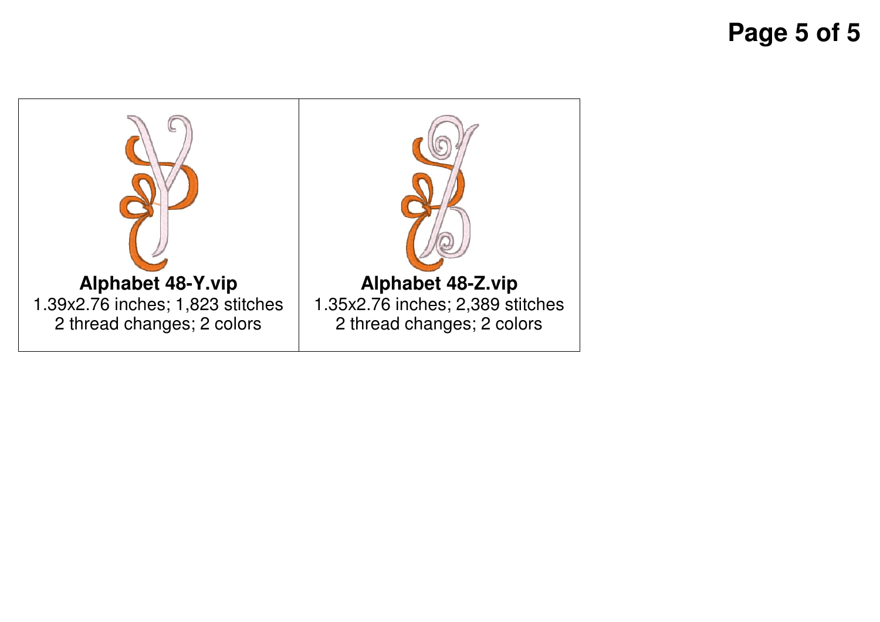| | |
|---|---|
| **Alphabet 48-Y.vip**<br>1.39x2.76 inches; 1,823 stitches<br>2 thread changes; 2 colors | **Alphabet 48-Z.vip**<br>1.35x2.76 inches; 2,389 stitches<br>2 thread changes; 2 colors |